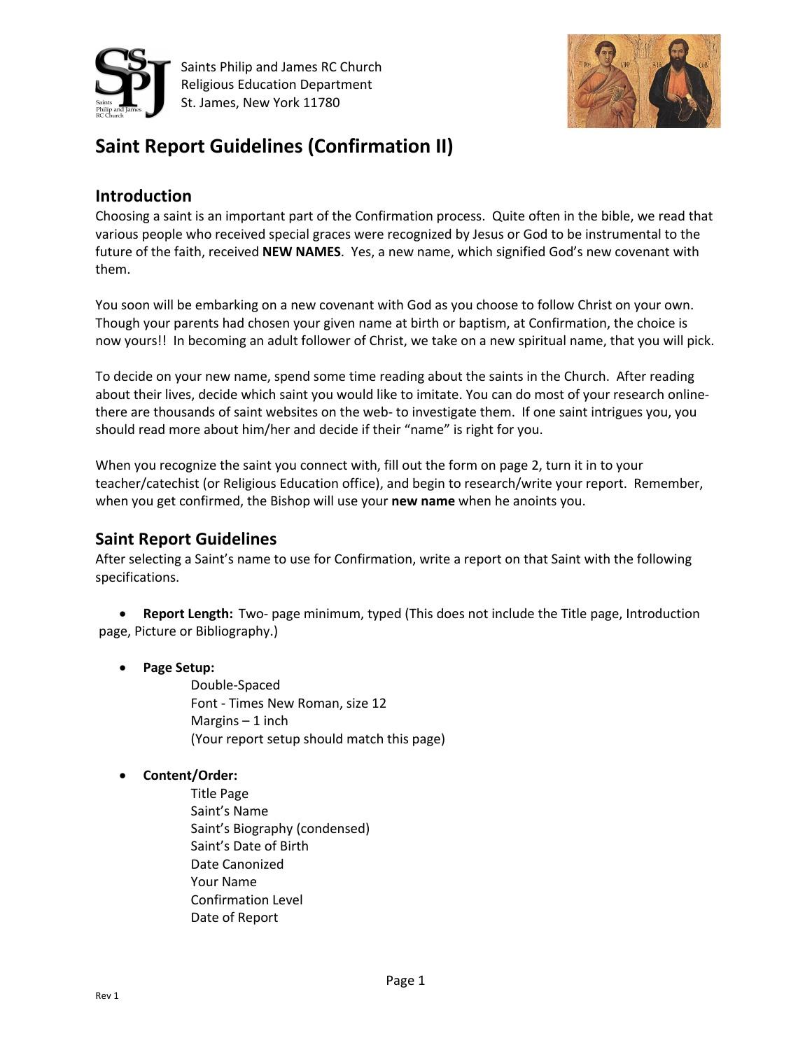Saints Philip and James RC Church
Religious Education Department
St. James, New York 11780

# Saint Report Guidelines (Confirmation II)

## Introduction

Choosing a saint is an important part of the Confirmation process. Quite often in the bible, we read that various people who received special graces were recognized by Jesus or God to be instrumental to the future of the faith, received **NEW NAMES**. Yes, a new name, which signified God's new covenant with them.

You soon will be embarking on a new covenant with God as you choose to follow Christ on your own. Though your parents had chosen your given name at birth or baptism, at Confirmation, the choice is now yours!! In becoming an adult follower of Christ, we take on a new spiritual name, that you will pick.

To decide on your new name, spend some time reading about the saints in the Church. After reading about their lives, decide which saint you would like to imitate. You can do most of your research online- there are thousands of saint websites on the web- to investigate them. If one saint intrigues you, you should read more about him/her and decide if their "name" is right for you.

When you recognize the saint you connect with, fill out the form on page 2, turn it in to your teacher/catechist (or Religious Education office), and begin to research/write your report. Remember, when you get confirmed, the Bishop will use your **new name** when he anoints you.

## Saint Report Guidelines

After selecting a Saint's name to use for Confirmation, write a report on that Saint with the following specifications.

- **Report Length:** Two- page minimum, typed (This does not include the Title page, Introduction page, Picture or Bibliography.)

- **Page Setup:**
  - Double-Spaced
  - Font - Times New Roman, size 12
  - Margins – 1 inch
  - (Your report setup should match this page)

- **Content/Order:**
  - Title Page
  - Saint's Name
  - Saint's Biography (condensed)
  - Saint's Date of Birth
  - Date Canonized
  - Your Name
  - Confirmation Level
  - Date of Report

Rev 1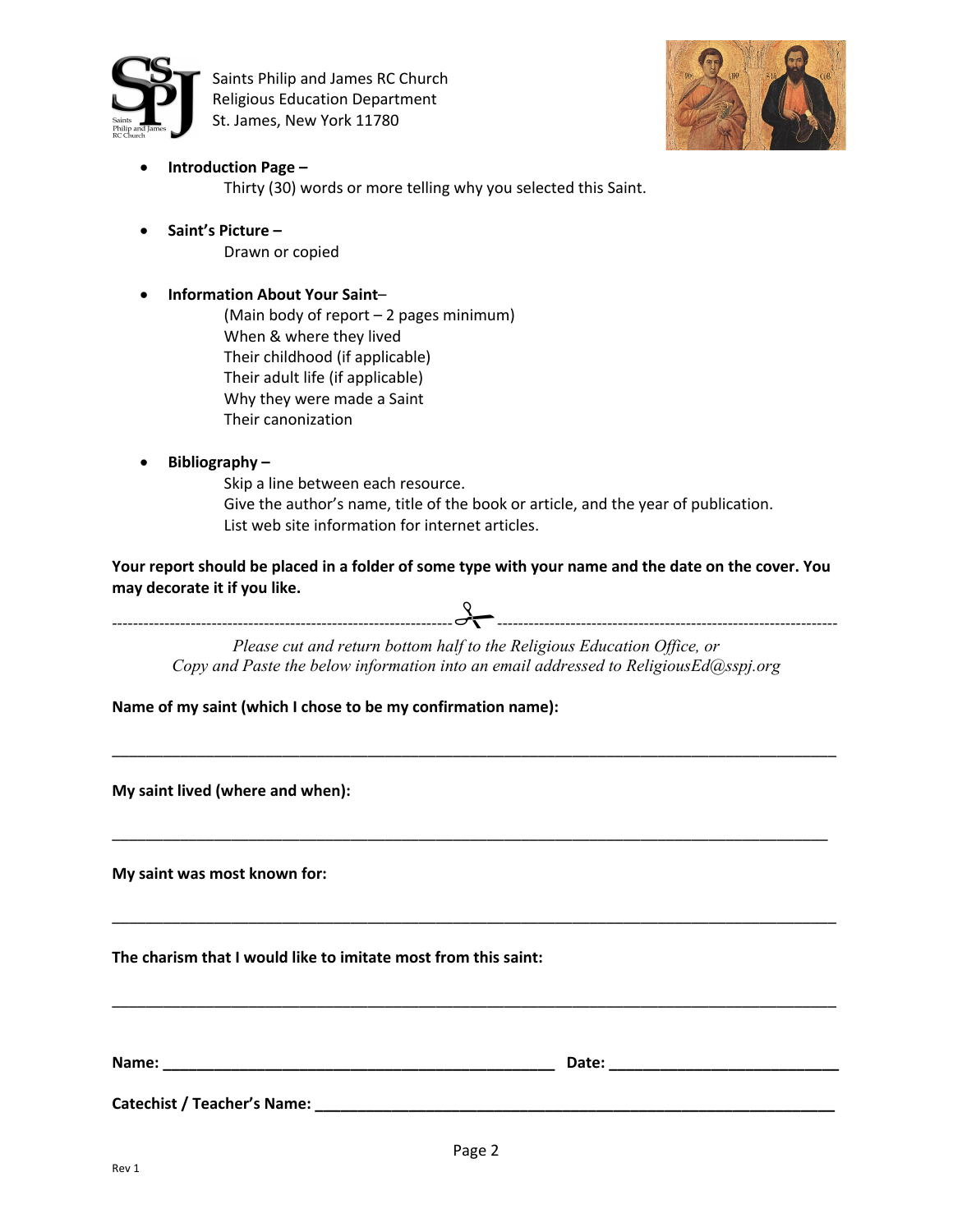Saints Philip and James RC Church
Religious Education Department
St. James, New York 11780

- **Introduction Page –**
  Thirty (30) words or more telling why you selected this Saint.

- **Saint's Picture –**
  Drawn or copied

- **Information About Your Saint–**
  (Main body of report – 2 pages minimum)
  When & where they lived
  Their childhood (if applicable)
  Their adult life (if applicable)
  Why they were made a Saint
  Their canonization

- **Bibliography –**
  Skip a line between each resource.
  Give the author's name, title of the book or article, and the year of publication.
  List web site information for internet articles.

**Your report should be placed in a folder of some type with your name and the date on the cover. You may decorate it if you like.**

---

*Please cut and return bottom half to the Religious Education Office, or*
*Copy and Paste the below information into an email addressed to ReligiousEd@sspj.org*

**Name of my saint (which I chose to be my confirmation name):**

___________________________________________________________________________

**My saint lived (where and when):**

___________________________________________________________________________

**My saint was most known for:**

___________________________________________________________________________

**The charism that I would like to imitate most from this saint:**

___________________________________________________________________________

**Name:** ________________________________________ **Date:** ______________________

**Catechist / Teacher's Name:** ____________________________________________________

Rev 1